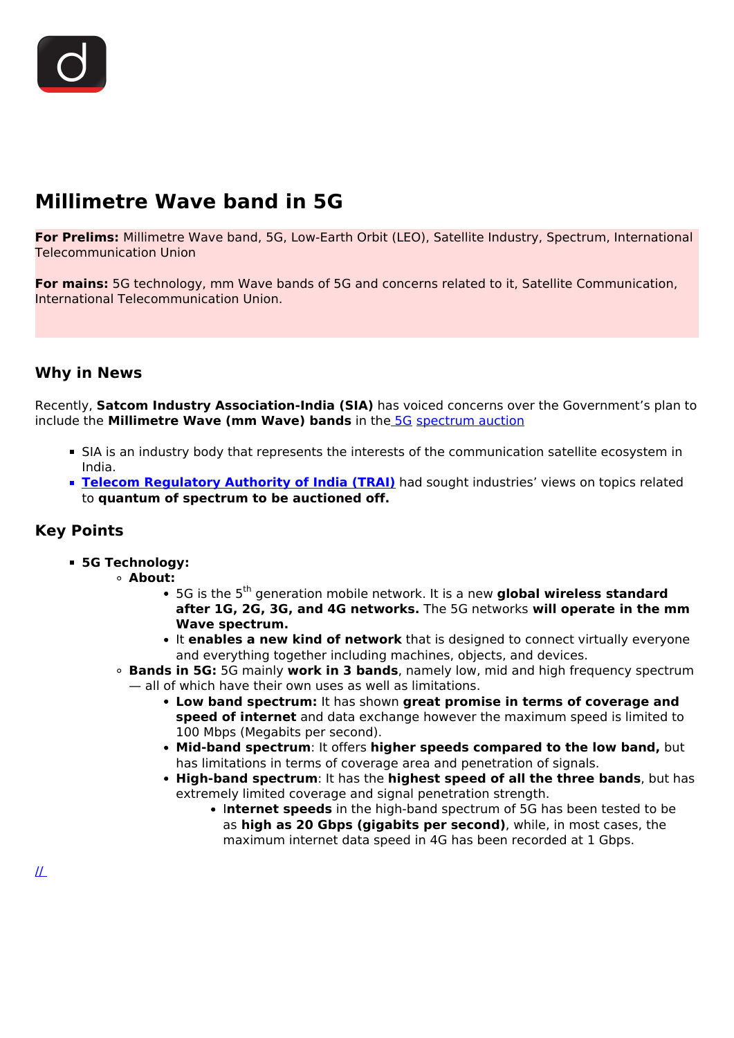# Millimetre Wave band in 5G

**For Prelims:** Millimetre Wave band, 5G, Low-Earth Orbit (LEO), Satellite Industry, Spectrum, International Telecommunication Union

**For mains:** 5G technology, mm Wave bands of 5G and concerns related to it, Satellite Communication, International Telecommunication Union.

## Why in News

Recently, **Satcom Industry Association-India (SIA)** has voiced concerns over the Government's plan to include the **Millimetre Wave (mm Wave) bands** in the 5G spectrum auction

- SIA is an industry body that represents the interests of the communication satellite ecosystem in India.
- **Telecom Regulatory Authority of India (TRAI)** had sought industries' views on topics related to **quantum of spectrum to be auctioned off.**

## Key Points

- **5G Technology:**
  - **About:**
    - 5G is the 5th generation mobile network. It is a new **global wireless standard after 1G, 2G, 3G, and 4G networks.** The 5G networks **will operate in the mm Wave spectrum.**
    - It **enables a new kind of network** that is designed to connect virtually everyone and everything together including machines, objects, and devices.
  - **Bands in 5G:** 5G mainly **work in 3 bands**, namely low, mid and high frequency spectrum — all of which have their own uses as well as limitations.
    - **Low band spectrum:** It has shown **great promise in terms of coverage and speed of internet** and data exchange however the maximum speed is limited to 100 Mbps (Megabits per second).
    - **Mid-band spectrum**: It offers **higher speeds compared to the low band,** but has limitations in terms of coverage area and penetration of signals.
    - **High-band spectrum**: It has the **highest speed of all the three bands**, but has extremely limited coverage and signal penetration strength.
      - I**nternet speeds** in the high-band spectrum of 5G has been tested to be as **high as 20 Gbps (gigabits per second)**, while, in most cases, the maximum internet data speed in 4G has been recorded at 1 Gbps.

//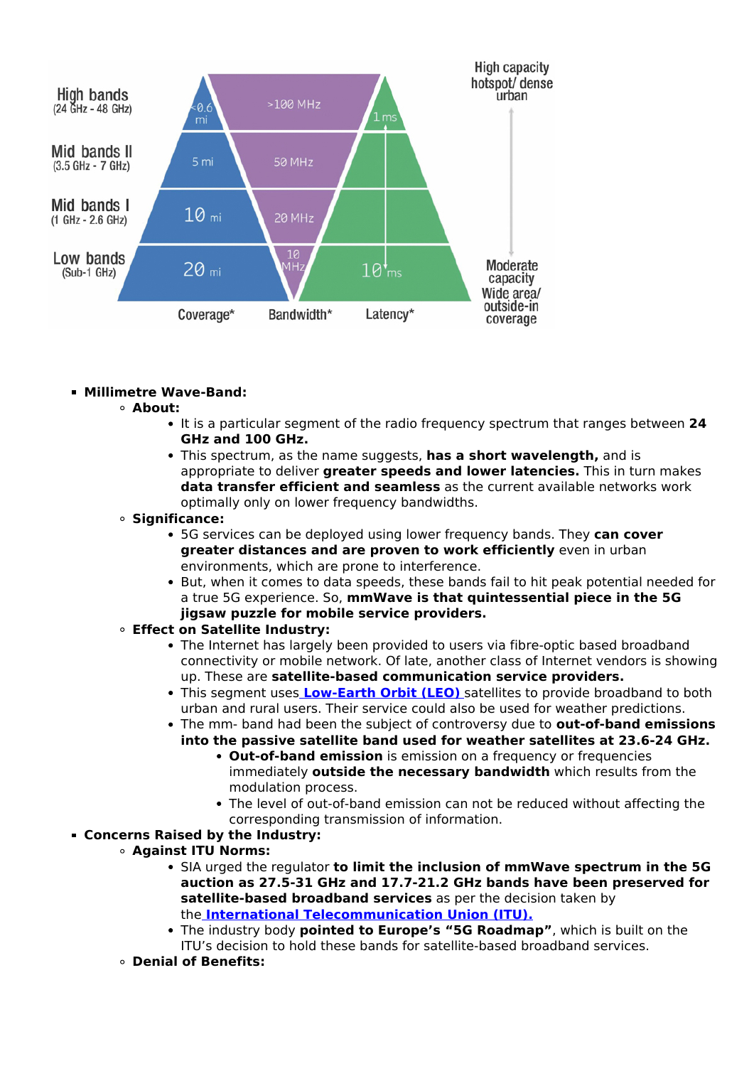| | Coverage* | Bandwidth* | Latency* | |
|---|---|---|---|---|
| High bands (24 GHz - 48 GHz) | <0.6 mi | >100 MHz | 1 ms | High capacity hotspot/ dense urban |
| Mid bands II (3.5 GHz - 7 GHz) | 5 mi | 50 MHz | | |
| Mid bands I (1 GHz - 2.6 GHz) | 10 mi | 20 MHz | | |
| Low bands (Sub-1 GHz) | 20 mi | 10 MHz | 10 ms | Moderate capacity Wide area/ outside-in coverage |

- **Millimetre Wave-Band:**
  - **About:**
    - It is a particular segment of the radio frequency spectrum that ranges between **24 GHz and 100 GHz.**
    - This spectrum, as the name suggests, **has a short wavelength,** and is appropriate to deliver **greater speeds and lower latencies.** This in turn makes **data transfer efficient and seamless** as the current available networks work optimally only on lower frequency bandwidths.
  - **Significance:**
    - 5G services can be deployed using lower frequency bands. They **can cover greater distances and are proven to work efficiently** even in urban environments, which are prone to interference.
    - But, when it comes to data speeds, these bands fail to hit peak potential needed for a true 5G experience. So, **mmWave is that quintessential piece in the 5G jigsaw puzzle for mobile service providers.**
  - **Effect on Satellite Industry:**
    - The Internet has largely been provided to users via fibre-optic based broadband connectivity or mobile network. Of late, another class of Internet vendors is showing up. These are **satellite-based communication service providers.**
    - This segment uses [Low-Earth Orbit (LEO)](#) satellites to provide broadband to both urban and rural users. Their service could also be used for weather predictions.
    - The mm- band had been the subject of controversy due to **out-of-band emissions into the passive satellite band used for weather satellites at 23.6-24 GHz.**
      - **Out-of-band emission** is emission on a frequency or frequencies immediately **outside the necessary bandwidth** which results from the modulation process.
      - The level of out-of-band emission can not be reduced without affecting the corresponding transmission of information.
- **Concerns Raised by the Industry:**
  - **Against ITU Norms:**
    - SIA urged the regulator **to limit the inclusion of mmWave spectrum in the 5G auction as 27.5-31 GHz and 17.7-21.2 GHz bands have been preserved for satellite-based broadband services** as per the decision taken by the [International Telecommunication Union (ITU).](#)
    - The industry body **pointed to Europe's "5G Roadmap"**, which is built on the ITU's decision to hold these bands for satellite-based broadband services.
  - **Denial of Benefits:**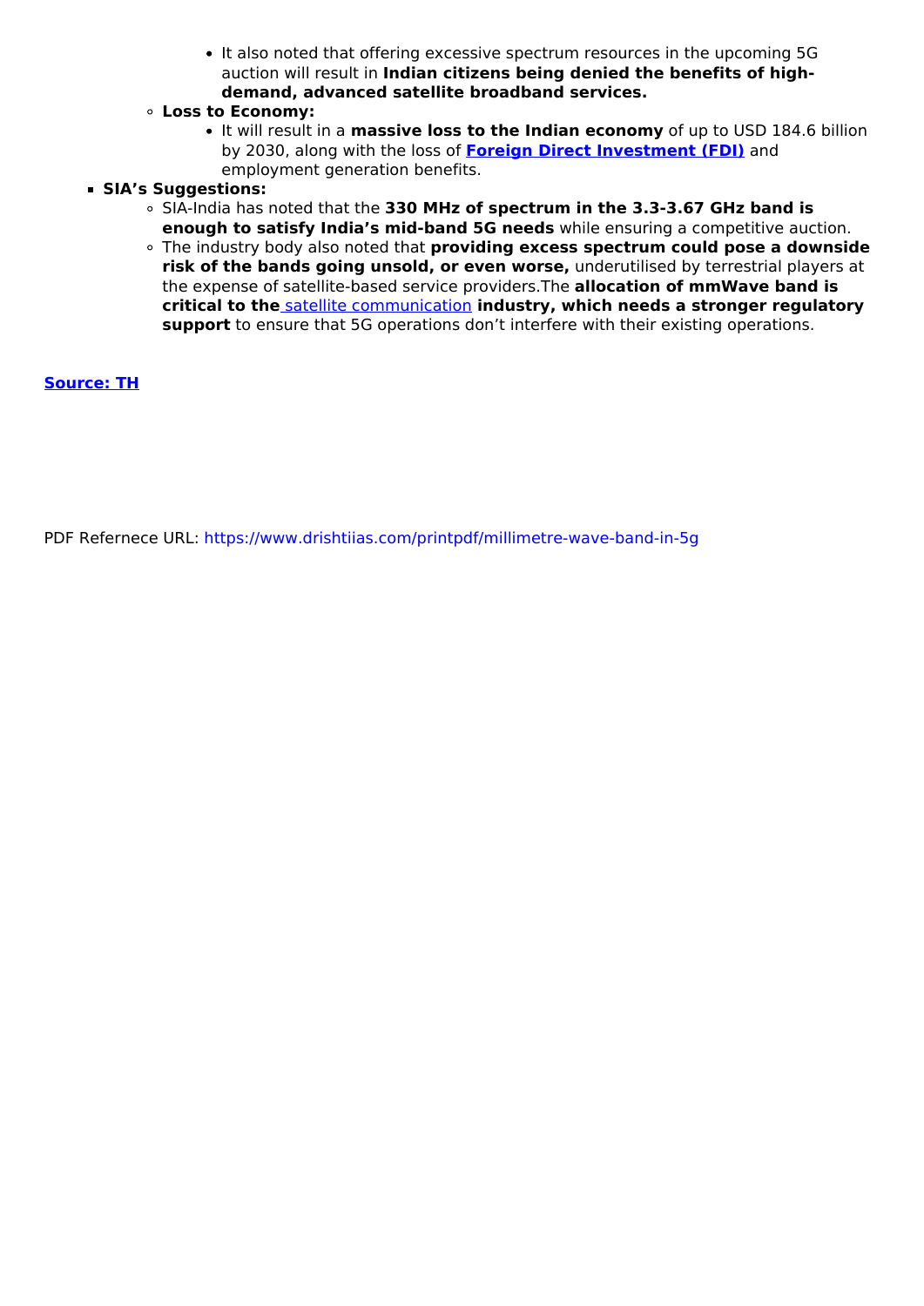- It also noted that offering excessive spectrum resources in the upcoming 5G auction will result in **Indian citizens being denied the benefits of high-demand, advanced satellite broadband services.**
    - **Loss to Economy:**
        - It will result in a **massive loss to the Indian economy** of up to USD 184.6 billion by 2030, along with the loss of **Foreign Direct Investment (FDI)** and employment generation benefits.
- **SIA's Suggestions:**
    - SIA-India has noted that the **330 MHz of spectrum in the 3.3-3.67 GHz band is enough to satisfy India's mid-band 5G needs** while ensuring a competitive auction.
    - The industry body also noted that **providing excess spectrum could pose a downside risk of the bands going unsold, or even worse,** underutilised by terrestrial players at the expense of satellite-based service providers.The **allocation of mmWave band is critical to the** satellite communication **industry, which needs a stronger regulatory support** to ensure that 5G operations don't interfere with their existing operations.

**Source: TH**

PDF Refernece URL: https://www.drishtiias.com/printpdf/millimetre-wave-band-in-5g